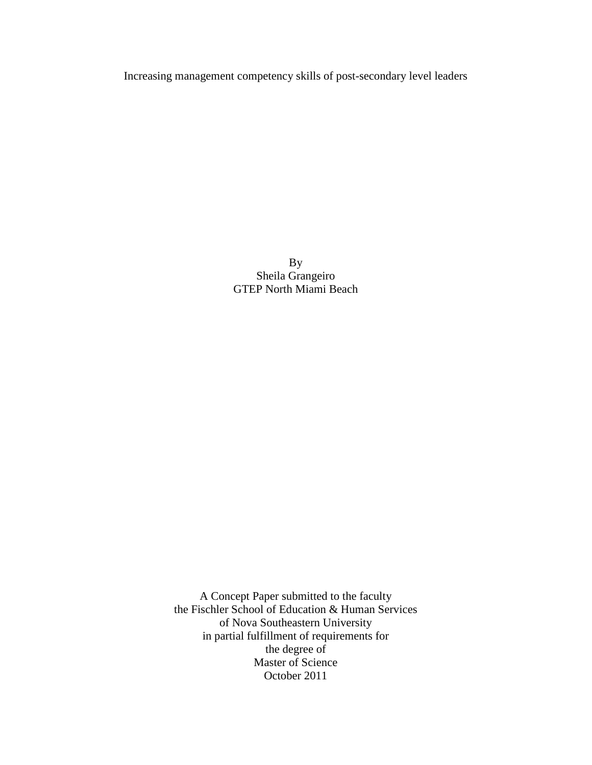# Increasing management competency skills of post-secondary level leaders

By
Sheila Grangeiro
GTEP North Miami Beach

A Concept Paper submitted to the faculty
the Fischler School of Education & Human Services
of Nova Southeastern University
in partial fulfillment of requirements for
the degree of
Master of Science
October 2011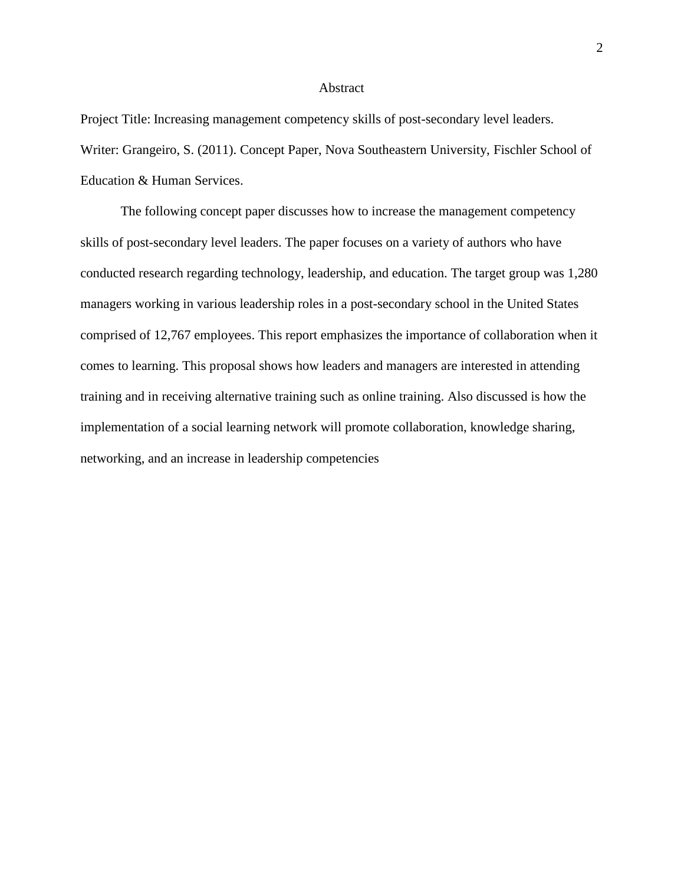# Abstract

Project Title: Increasing management competency skills of post-secondary level leaders.

Writer: Grangeiro, S. (2011). Concept Paper, Nova Southeastern University, Fischler School of Education & Human Services.

The following concept paper discusses how to increase the management competency skills of post-secondary level leaders. The paper focuses on a variety of authors who have conducted research regarding technology, leadership, and education. The target group was 1,280 managers working in various leadership roles in a post-secondary school in the United States comprised of 12,767 employees. This report emphasizes the importance of collaboration when it comes to learning. This proposal shows how leaders and managers are interested in attending training and in receiving alternative training such as online training. Also discussed is how the implementation of a social learning network will promote collaboration, knowledge sharing, networking, and an increase in leadership competencies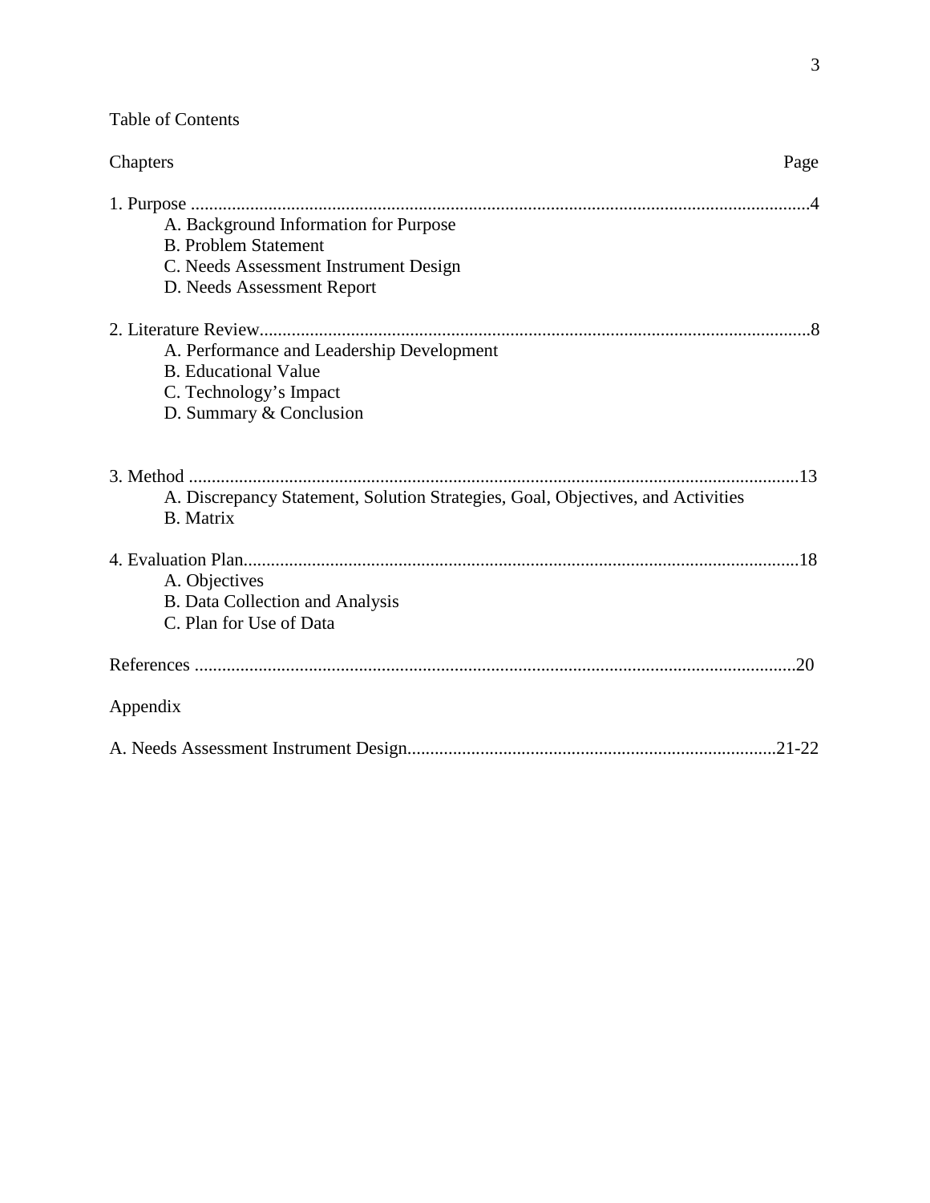# Table of Contents

| Chapters | Page |
|---|---|
| 1. Purpose | 4 |
| A. Background Information for Purpose | |
| B. Problem Statement | |
| C. Needs Assessment Instrument Design | |
| D. Needs Assessment Report | |
| 2. Literature Review | 8 |
| A. Performance and Leadership Development | |
| B. Educational Value | |
| C. Technology's Impact | |
| D. Summary & Conclusion | |
| 3. Method | 13 |
| A. Discrepancy Statement, Solution Strategies, Goal, Objectives, and Activities | |
| B. Matrix | |
| 4. Evaluation Plan | 18 |
| A. Objectives | |
| B. Data Collection and Analysis | |
| C. Plan for Use of Data | |
| References | 20 |
| Appendix | |
| A. Needs Assessment Instrument Design | 21-22 |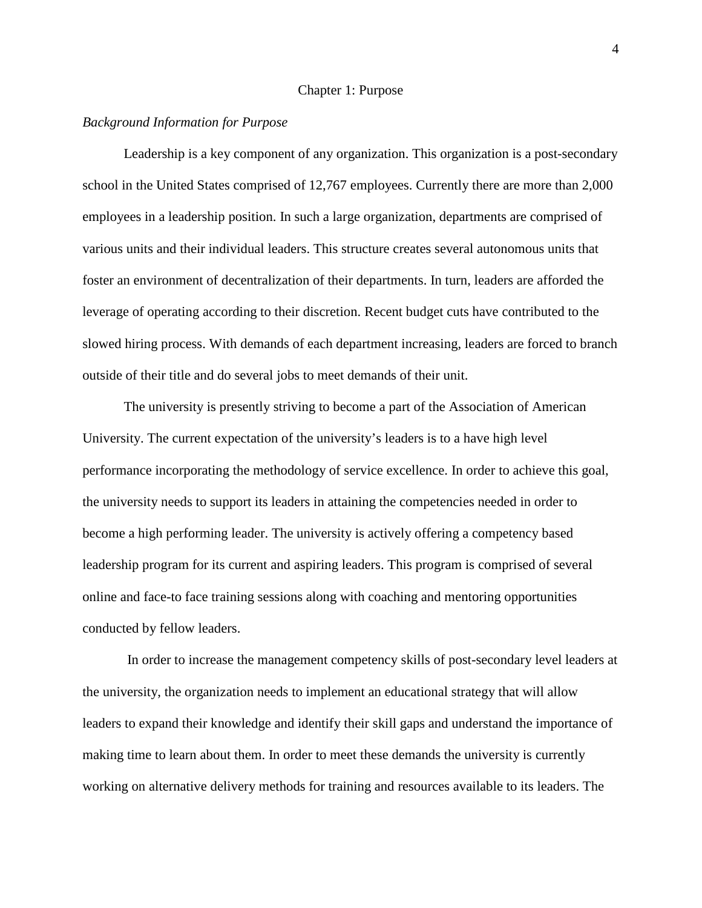# Chapter 1: Purpose

*Background Information for Purpose*

Leadership is a key component of any organization. This organization is a post-secondary school in the United States comprised of 12,767 employees. Currently there are more than 2,000 employees in a leadership position. In such a large organization, departments are comprised of various units and their individual leaders. This structure creates several autonomous units that foster an environment of decentralization of their departments. In turn, leaders are afforded the leverage of operating according to their discretion. Recent budget cuts have contributed to the slowed hiring process. With demands of each department increasing, leaders are forced to branch outside of their title and do several jobs to meet demands of their unit.

The university is presently striving to become a part of the Association of American University. The current expectation of the university's leaders is to a have high level performance incorporating the methodology of service excellence. In order to achieve this goal, the university needs to support its leaders in attaining the competencies needed in order to become a high performing leader. The university is actively offering a competency based leadership program for its current and aspiring leaders. This program is comprised of several online and face-to face training sessions along with coaching and mentoring opportunities conducted by fellow leaders.

In order to increase the management competency skills of post-secondary level leaders at the university, the organization needs to implement an educational strategy that will allow leaders to expand their knowledge and identify their skill gaps and understand the importance of making time to learn about them. In order to meet these demands the university is currently working on alternative delivery methods for training and resources available to its leaders. The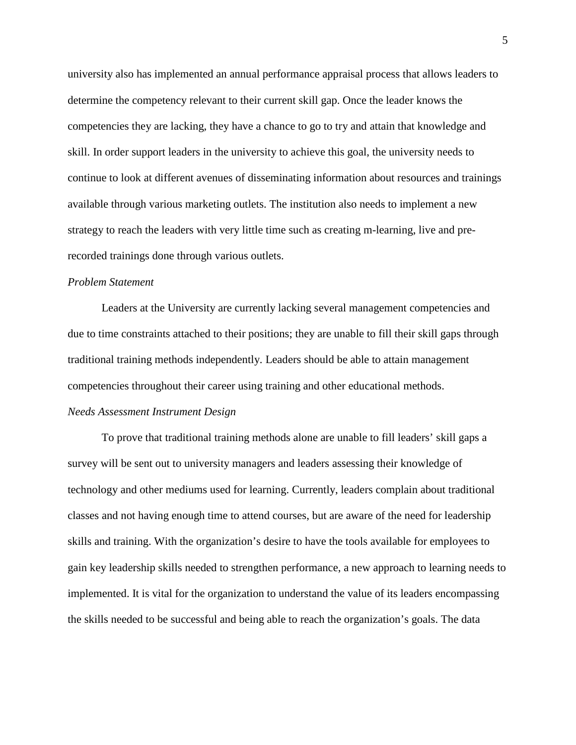university also has implemented an annual performance appraisal process that allows leaders to determine the competency relevant to their current skill gap. Once the leader knows the competencies they are lacking, they have a chance to go to try and attain that knowledge and skill. In order support leaders in the university to achieve this goal, the university needs to continue to look at different avenues of disseminating information about resources and trainings available through various marketing outlets. The institution also needs to implement a new strategy to reach the leaders with very little time such as creating m-learning, live and pre-recorded trainings done through various outlets.

### *Problem Statement*

Leaders at the University are currently lacking several management competencies and due to time constraints attached to their positions; they are unable to fill their skill gaps through traditional training methods independently. Leaders should be able to attain management competencies throughout their career using training and other educational methods.

### *Needs Assessment Instrument Design*

To prove that traditional training methods alone are unable to fill leaders' skill gaps a survey will be sent out to university managers and leaders assessing their knowledge of technology and other mediums used for learning. Currently, leaders complain about traditional classes and not having enough time to attend courses, but are aware of the need for leadership skills and training. With the organization's desire to have the tools available for employees to gain key leadership skills needed to strengthen performance, a new approach to learning needs to implemented. It is vital for the organization to understand the value of its leaders encompassing the skills needed to be successful and being able to reach the organization's goals. The data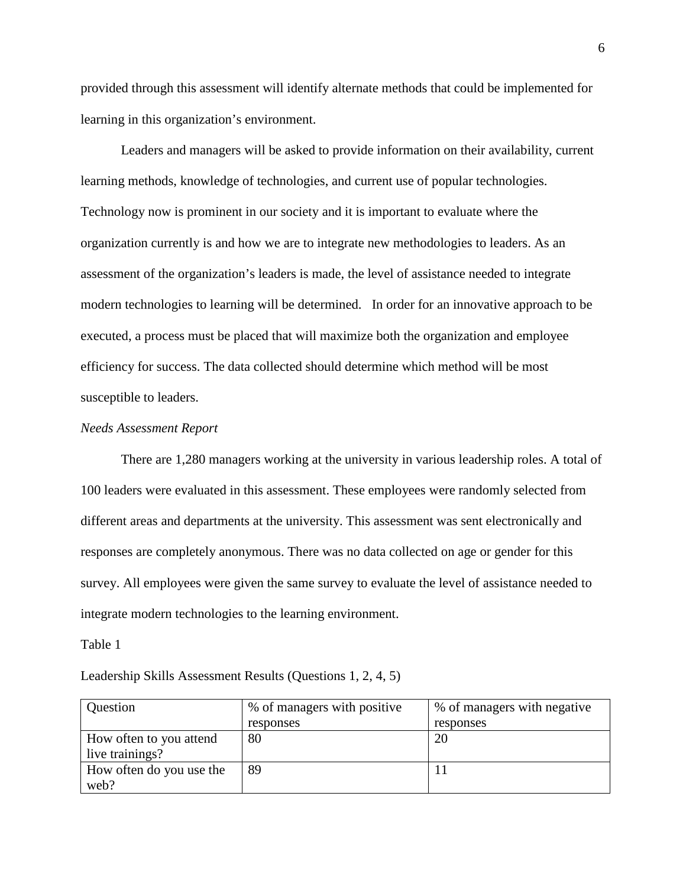provided through this assessment will identify alternate methods that could be implemented for learning in this organization's environment.

Leaders and managers will be asked to provide information on their availability, current learning methods, knowledge of technologies, and current use of popular technologies. Technology now is prominent in our society and it is important to evaluate where the organization currently is and how we are to integrate new methodologies to leaders. As an assessment of the organization's leaders is made, the level of assistance needed to integrate modern technologies to learning will be determined. In order for an innovative approach to be executed, a process must be placed that will maximize both the organization and employee efficiency for success. The data collected should determine which method will be most susceptible to leaders.

*Needs Assessment Report*

There are 1,280 managers working at the university in various leadership roles. A total of 100 leaders were evaluated in this assessment. These employees were randomly selected from different areas and departments at the university. This assessment was sent electronically and responses are completely anonymous. There was no data collected on age or gender for this survey. All employees were given the same survey to evaluate the level of assistance needed to integrate modern technologies to the learning environment.

Table 1

Leadership Skills Assessment Results (Questions 1, 2, 4, 5)

| Question | % of managers with positive responses | % of managers with negative responses |
|---|---|---|
| How often to you attend live trainings? | 80 | 20 |
| How often do you use the web? | 89 | 11 |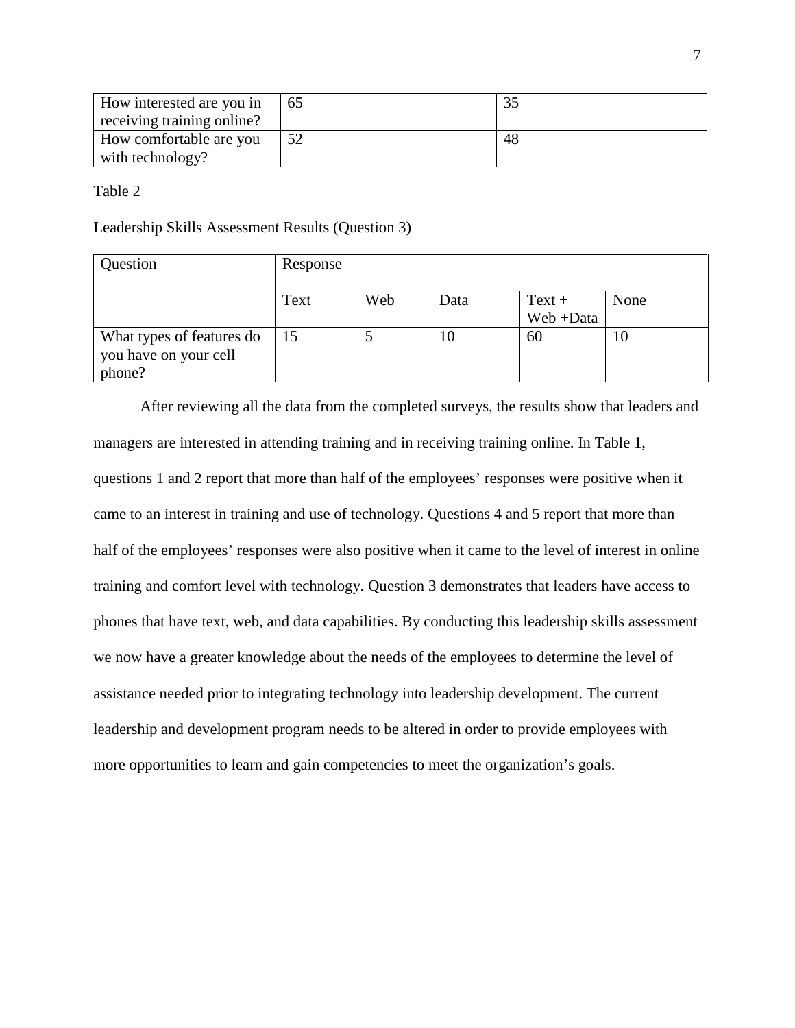| How interested are you in receiving training online? | 65 | 35 |
|---|---|---|
| How comfortable are you with technology? | 52 | 48 |

Table 2

Leadership Skills Assessment Results (Question 3)

| Question | Response | | | | |
|---|---|---|---|---|---|
| | Text | Web | Data | Text + Web +Data | None |
| What types of features do you have on your cell phone? | 15 | 5 | 10 | 60 | 10 |

After reviewing all the data from the completed surveys, the results show that leaders and managers are interested in attending training and in receiving training online. In Table 1, questions 1 and 2 report that more than half of the employees' responses were positive when it came to an interest in training and use of technology. Questions 4 and 5 report that more than half of the employees' responses were also positive when it came to the level of interest in online training and comfort level with technology. Question 3 demonstrates that leaders have access to phones that have text, web, and data capabilities. By conducting this leadership skills assessment we now have a greater knowledge about the needs of the employees to determine the level of assistance needed prior to integrating technology into leadership development. The current leadership and development program needs to be altered in order to provide employees with more opportunities to learn and gain competencies to meet the organization's goals.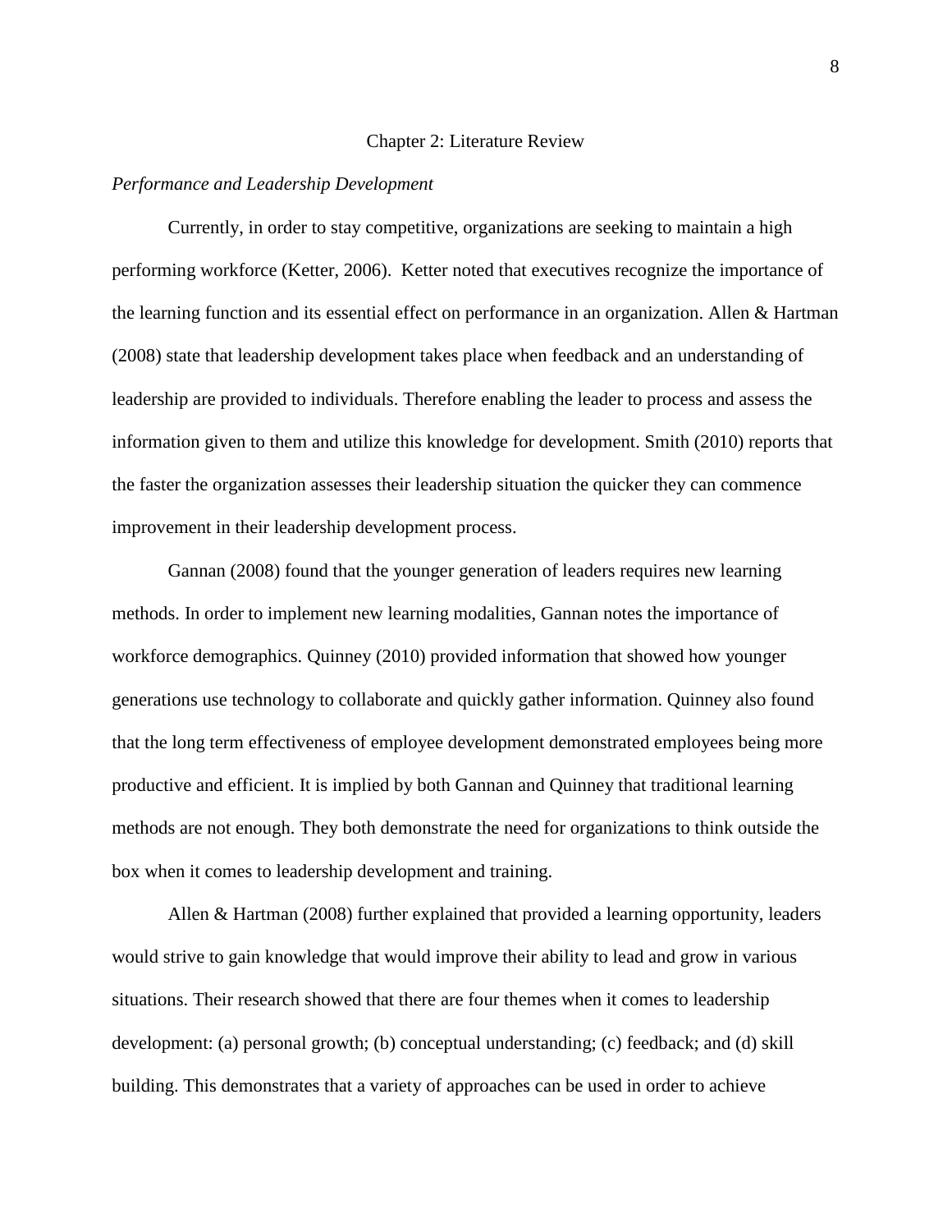# Chapter 2: Literature Review

*Performance and Leadership Development*

Currently, in order to stay competitive, organizations are seeking to maintain a high performing workforce (Ketter, 2006). Ketter noted that executives recognize the importance of the learning function and its essential effect on performance in an organization. Allen & Hartman (2008) state that leadership development takes place when feedback and an understanding of leadership are provided to individuals. Therefore enabling the leader to process and assess the information given to them and utilize this knowledge for development. Smith (2010) reports that the faster the organization assesses their leadership situation the quicker they can commence improvement in their leadership development process.

Gannan (2008) found that the younger generation of leaders requires new learning methods. In order to implement new learning modalities, Gannan notes the importance of workforce demographics. Quinney (2010) provided information that showed how younger generations use technology to collaborate and quickly gather information. Quinney also found that the long term effectiveness of employee development demonstrated employees being more productive and efficient. It is implied by both Gannan and Quinney that traditional learning methods are not enough. They both demonstrate the need for organizations to think outside the box when it comes to leadership development and training.

Allen & Hartman (2008) further explained that provided a learning opportunity, leaders would strive to gain knowledge that would improve their ability to lead and grow in various situations. Their research showed that there are four themes when it comes to leadership development: (a) personal growth; (b) conceptual understanding; (c) feedback; and (d) skill building. This demonstrates that a variety of approaches can be used in order to achieve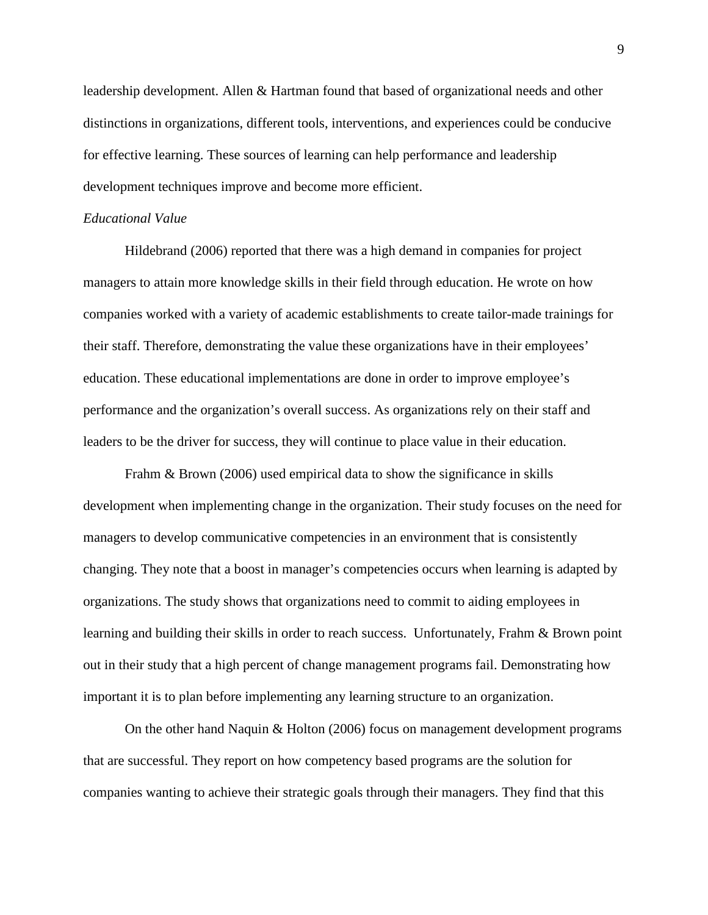leadership development. Allen & Hartman found that based of organizational needs and other distinctions in organizations, different tools, interventions, and experiences could be conducive for effective learning. These sources of learning can help performance and leadership development techniques improve and become more efficient.

*Educational Value*

Hildebrand (2006) reported that there was a high demand in companies for project managers to attain more knowledge skills in their field through education. He wrote on how companies worked with a variety of academic establishments to create tailor-made trainings for their staff. Therefore, demonstrating the value these organizations have in their employees' education. These educational implementations are done in order to improve employee's performance and the organization's overall success. As organizations rely on their staff and leaders to be the driver for success, they will continue to place value in their education.

Frahm & Brown (2006) used empirical data to show the significance in skills development when implementing change in the organization. Their study focuses on the need for managers to develop communicative competencies in an environment that is consistently changing. They note that a boost in manager's competencies occurs when learning is adapted by organizations. The study shows that organizations need to commit to aiding employees in learning and building their skills in order to reach success. Unfortunately, Frahm & Brown point out in their study that a high percent of change management programs fail. Demonstrating how important it is to plan before implementing any learning structure to an organization.

On the other hand Naquin & Holton (2006) focus on management development programs that are successful. They report on how competency based programs are the solution for companies wanting to achieve their strategic goals through their managers. They find that this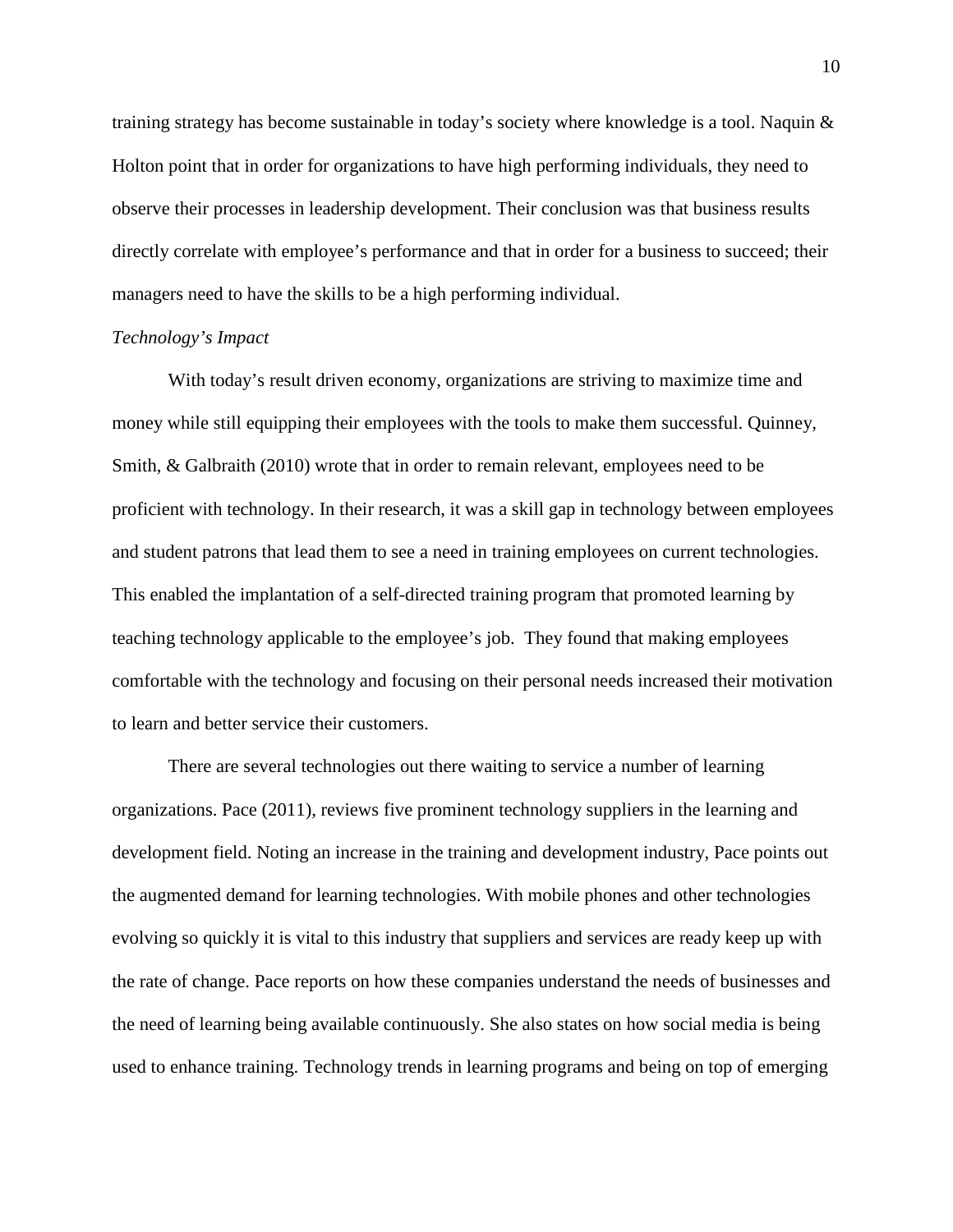training strategy has become sustainable in today's society where knowledge is a tool. Naquin & Holton point that in order for organizations to have high performing individuals, they need to observe their processes in leadership development. Their conclusion was that business results directly correlate with employee's performance and that in order for a business to succeed; their managers need to have the skills to be a high performing individual.

*Technology's Impact*

With today's result driven economy, organizations are striving to maximize time and money while still equipping their employees with the tools to make them successful. Quinney, Smith, & Galbraith (2010) wrote that in order to remain relevant, employees need to be proficient with technology. In their research, it was a skill gap in technology between employees and student patrons that lead them to see a need in training employees on current technologies. This enabled the implantation of a self-directed training program that promoted learning by teaching technology applicable to the employee's job. They found that making employees comfortable with the technology and focusing on their personal needs increased their motivation to learn and better service their customers.

There are several technologies out there waiting to service a number of learning organizations. Pace (2011), reviews five prominent technology suppliers in the learning and development field. Noting an increase in the training and development industry, Pace points out the augmented demand for learning technologies. With mobile phones and other technologies evolving so quickly it is vital to this industry that suppliers and services are ready keep up with the rate of change. Pace reports on how these companies understand the needs of businesses and the need of learning being available continuously. She also states on how social media is being used to enhance training. Technology trends in learning programs and being on top of emerging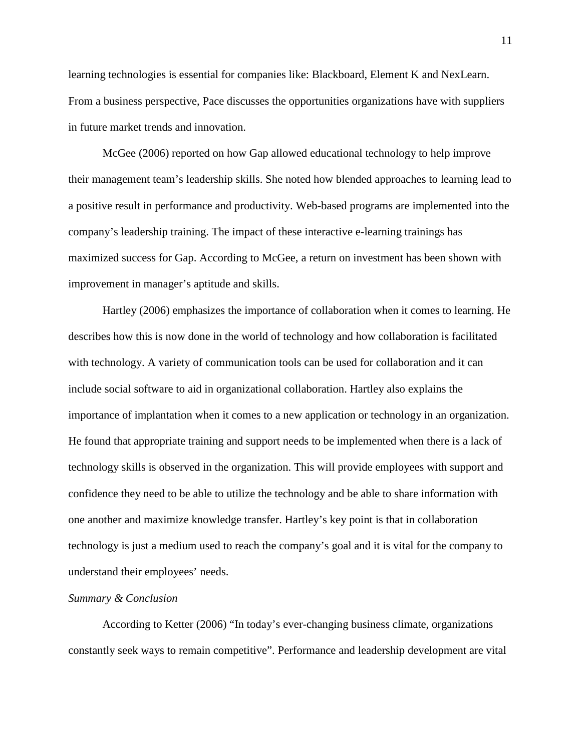learning technologies is essential for companies like: Blackboard, Element K and NexLearn. From a business perspective, Pace discusses the opportunities organizations have with suppliers in future market trends and innovation.

McGee (2006) reported on how Gap allowed educational technology to help improve their management team's leadership skills. She noted how blended approaches to learning lead to a positive result in performance and productivity. Web-based programs are implemented into the company's leadership training. The impact of these interactive e-learning trainings has maximized success for Gap. According to McGee, a return on investment has been shown with improvement in manager's aptitude and skills.

Hartley (2006) emphasizes the importance of collaboration when it comes to learning. He describes how this is now done in the world of technology and how collaboration is facilitated with technology. A variety of communication tools can be used for collaboration and it can include social software to aid in organizational collaboration. Hartley also explains the importance of implantation when it comes to a new application or technology in an organization. He found that appropriate training and support needs to be implemented when there is a lack of technology skills is observed in the organization. This will provide employees with support and confidence they need to be able to utilize the technology and be able to share information with one another and maximize knowledge transfer. Hartley's key point is that in collaboration technology is just a medium used to reach the company's goal and it is vital for the company to understand their employees' needs.

*Summary & Conclusion*

According to Ketter (2006) "In today's ever-changing business climate, organizations constantly seek ways to remain competitive". Performance and leadership development are vital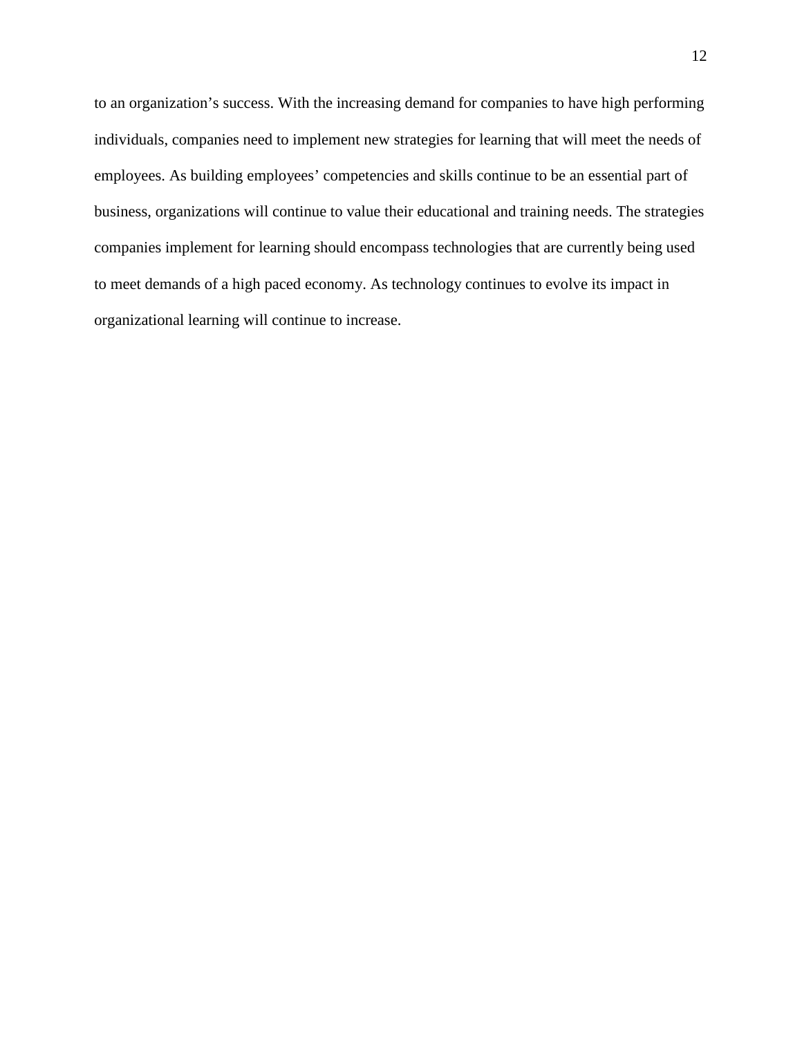to an organization's success. With the increasing demand for companies to have high performing individuals, companies need to implement new strategies for learning that will meet the needs of employees. As building employees' competencies and skills continue to be an essential part of business, organizations will continue to value their educational and training needs. The strategies companies implement for learning should encompass technologies that are currently being used to meet demands of a high paced economy. As technology continues to evolve its impact in organizational learning will continue to increase.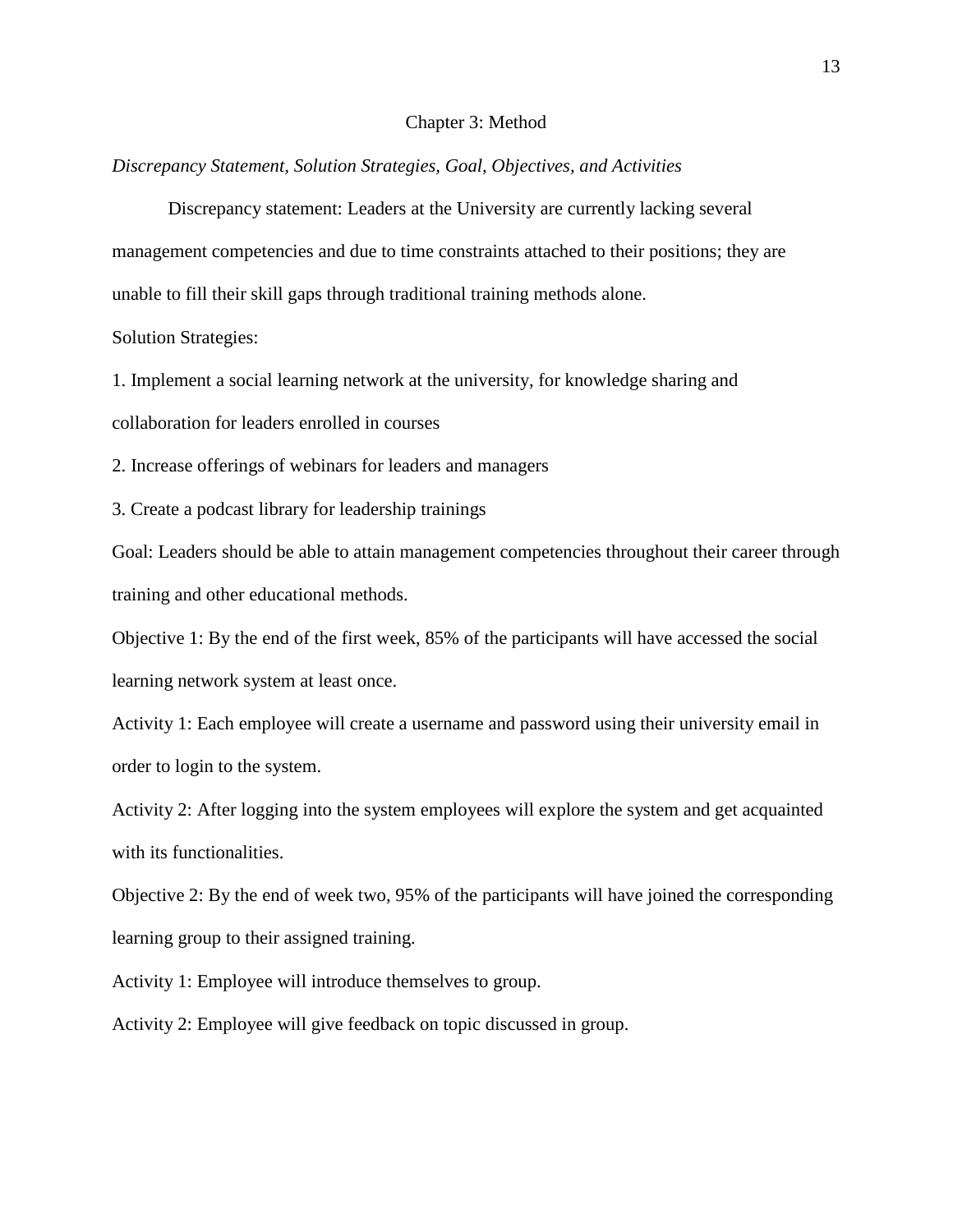# Chapter 3: Method

*Discrepancy Statement, Solution Strategies, Goal, Objectives, and Activities*

Discrepancy statement: Leaders at the University are currently lacking several management competencies and due to time constraints attached to their positions; they are unable to fill their skill gaps through traditional training methods alone.

Solution Strategies:

1. Implement a social learning network at the university, for knowledge sharing and collaboration for leaders enrolled in courses
2. Increase offerings of webinars for leaders and managers
3. Create a podcast library for leadership trainings

Goal: Leaders should be able to attain management competencies throughout their career through training and other educational methods.

Objective 1: By the end of the first week, 85% of the participants will have accessed the social learning network system at least once.

Activity 1: Each employee will create a username and password using their university email in order to login to the system.

Activity 2: After logging into the system employees will explore the system and get acquainted with its functionalities.

Objective 2: By the end of week two, 95% of the participants will have joined the corresponding learning group to their assigned training.

Activity 1: Employee will introduce themselves to group.

Activity 2: Employee will give feedback on topic discussed in group.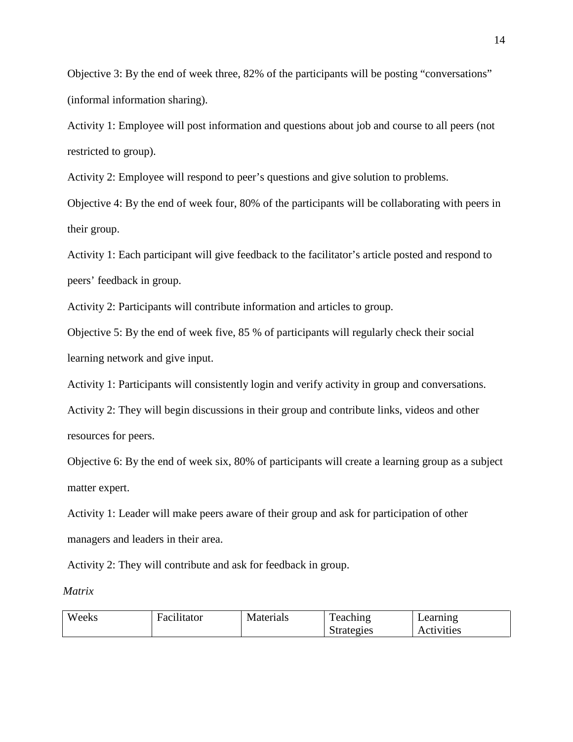Objective 3: By the end of week three, 82% of the participants will be posting “conversations” (informal information sharing).

Activity 1: Employee will post information and questions about job and course to all peers (not restricted to group).

Activity 2: Employee will respond to peer’s questions and give solution to problems.

Objective 4: By the end of week four, 80% of the participants will be collaborating with peers in their group.

Activity 1: Each participant will give feedback to the facilitator’s article posted and respond to peers’ feedback in group.

Activity 2: Participants will contribute information and articles to group.

Objective 5: By the end of week five, 85 % of participants will regularly check their social learning network and give input.

Activity 1: Participants will consistently login and verify activity in group and conversations.

Activity 2: They will begin discussions in their group and contribute links, videos and other resources for peers.

Objective 6: By the end of week six, 80% of participants will create a learning group as a subject matter expert.

Activity 1: Leader will make peers aware of their group and ask for participation of other managers and leaders in their area.

Activity 2: They will contribute and ask for feedback in group.

*Matrix*

| Weeks | Facilitator | Materials | Teaching Strategies | Learning Activities |
|---|---|---|---|---|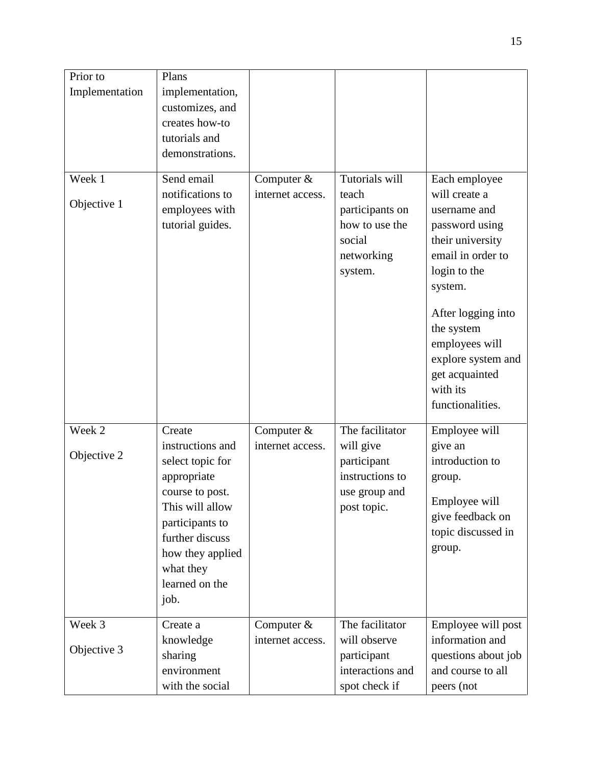| Prior to Implementation | Plans implementation, customizes, and creates how-to tutorials and demonstrations. | | | |
|---|---|---|---|---|
| Week 1<br><br>Objective 1 | Send email notifications to employees with tutorial guides. | Computer & internet access. | Tutorials will teach participants on how to use the social networking system. | Each employee will create a username and password using their university email in order to login to the system.<br><br>After logging into the system employees will explore system and get acquainted with its functionalities. |
| Week 2<br><br>Objective 2 | Create instructions and select topic for appropriate course to post. This will allow participants to further discuss how they applied what they learned on the job. | Computer & internet access. | The facilitator will give participant instructions to use group and post topic. | Employee will give an introduction to group.<br><br>Employee will give feedback on topic discussed in group. |
| Week 3<br><br>Objective 3 | Create a knowledge sharing environment with the social | Computer & internet access. | The facilitator will observe participant interactions and spot check if | Employee will post information and questions about job and course to all peers (not |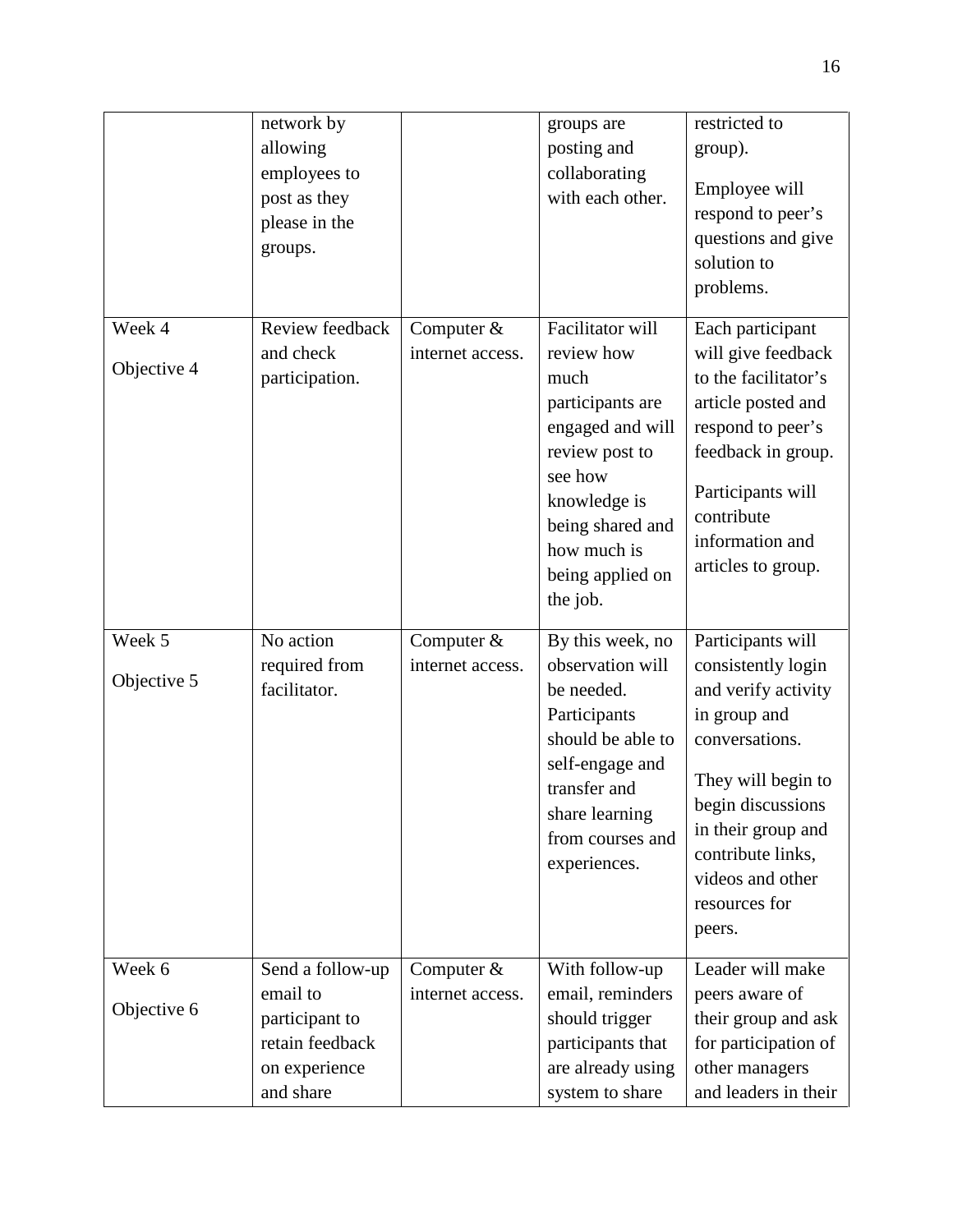| | | | | |
|---|---|---|---|---|
| | network by allowing employees to post as they please in the groups. | | groups are posting and collaborating with each other. | restricted to group).<br><br>Employee will respond to peer's questions and give solution to problems. |
| Week 4<br><br>Objective 4 | Review feedback and check participation. | Computer & internet access. | Facilitator will review how much participants are engaged and will review post to see how knowledge is being shared and how much is being applied on the job. | Each participant will give feedback to the facilitator's article posted and respond to peer's feedback in group.<br><br>Participants will contribute information and articles to group. |
| Week 5<br><br>Objective 5 | No action required from facilitator. | Computer & internet access. | By this week, no observation will be needed. Participants should be able to self-engage and transfer and share learning from courses and experiences. | Participants will consistently login and verify activity in group and conversations.<br><br>They will begin to begin discussions in their group and contribute links, videos and other resources for peers. |
| Week 6<br><br>Objective 6 | Send a follow-up email to participant to retain feedback on experience and share | Computer & internet access. | With follow-up email, reminders should trigger participants that are already using system to share | Leader will make peers aware of their group and ask for participation of other managers and leaders in their |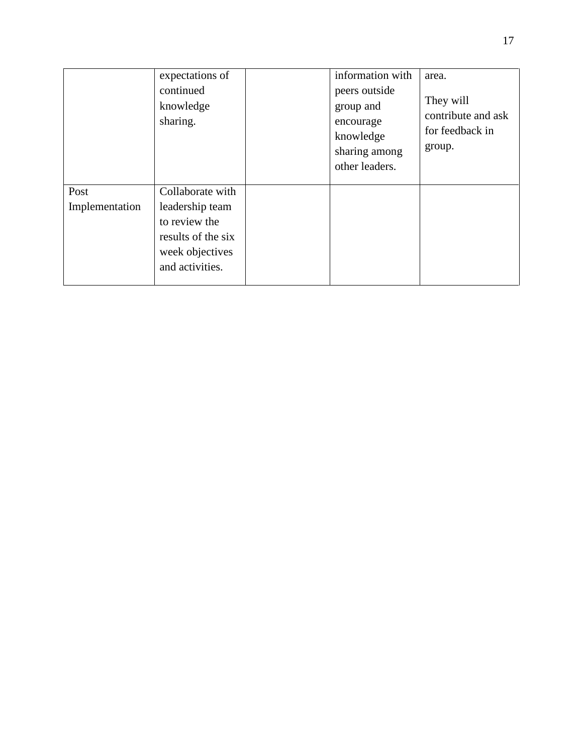| | | | | |
|---|---|---|---|---|
| | expectations of continued knowledge sharing. | | information with peers outside group and encourage knowledge sharing among other leaders. | area. They will contribute and ask for feedback in group. |
| Post Implementation | Collaborate with leadership team to review the results of the six week objectives and activities. | | | |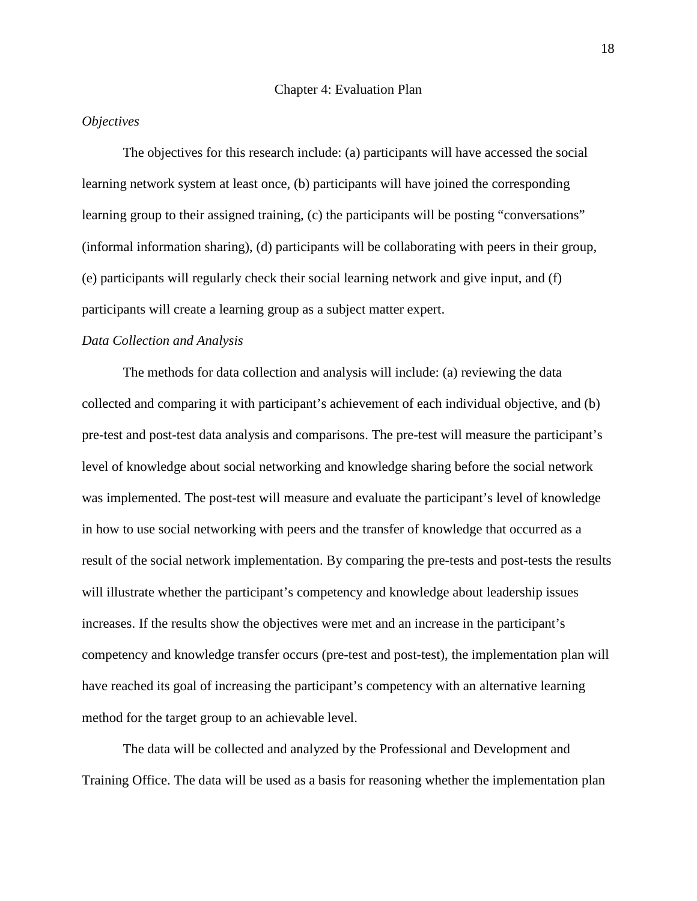# Chapter 4: Evaluation Plan

*Objectives*

The objectives for this research include: (a) participants will have accessed the social learning network system at least once, (b) participants will have joined the corresponding learning group to their assigned training, (c) the participants will be posting "conversations" (informal information sharing), (d) participants will be collaborating with peers in their group, (e) participants will regularly check their social learning network and give input, and (f) participants will create a learning group as a subject matter expert.

*Data Collection and Analysis*

The methods for data collection and analysis will include: (a) reviewing the data collected and comparing it with participant's achievement of each individual objective, and (b) pre-test and post-test data analysis and comparisons. The pre-test will measure the participant's level of knowledge about social networking and knowledge sharing before the social network was implemented. The post-test will measure and evaluate the participant's level of knowledge in how to use social networking with peers and the transfer of knowledge that occurred as a result of the social network implementation. By comparing the pre-tests and post-tests the results will illustrate whether the participant's competency and knowledge about leadership issues increases. If the results show the objectives were met and an increase in the participant's competency and knowledge transfer occurs (pre-test and post-test), the implementation plan will have reached its goal of increasing the participant's competency with an alternative learning method for the target group to an achievable level.

The data will be collected and analyzed by the Professional and Development and Training Office. The data will be used as a basis for reasoning whether the implementation plan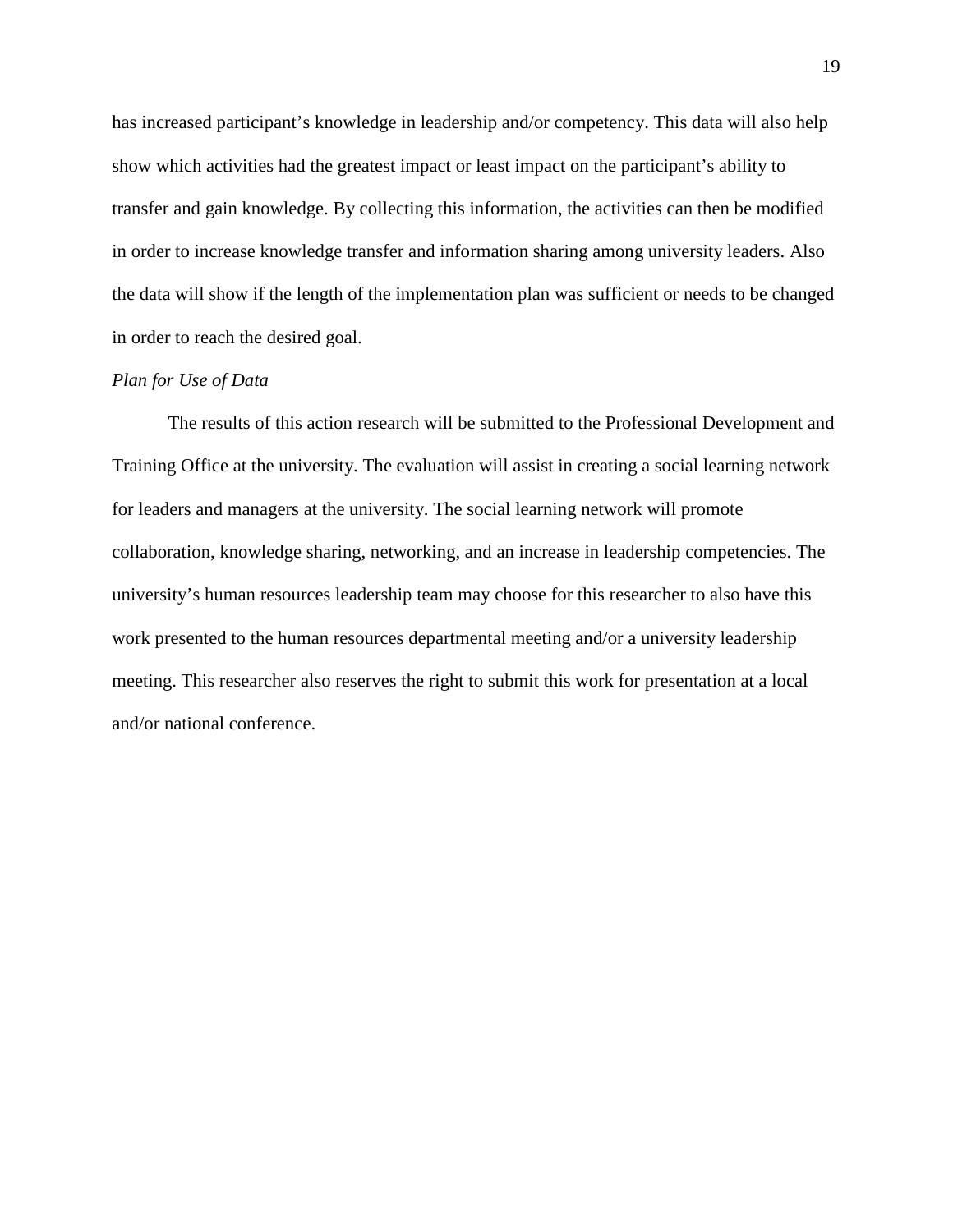has increased participant's knowledge in leadership and/or competency. This data will also help show which activities had the greatest impact or least impact on the participant's ability to transfer and gain knowledge. By collecting this information, the activities can then be modified in order to increase knowledge transfer and information sharing among university leaders. Also the data will show if the length of the implementation plan was sufficient or needs to be changed in order to reach the desired goal.

### *Plan for Use of Data*

The results of this action research will be submitted to the Professional Development and Training Office at the university. The evaluation will assist in creating a social learning network for leaders and managers at the university. The social learning network will promote collaboration, knowledge sharing, networking, and an increase in leadership competencies. The university's human resources leadership team may choose for this researcher to also have this work presented to the human resources departmental meeting and/or a university leadership meeting. This researcher also reserves the right to submit this work for presentation at a local and/or national conference.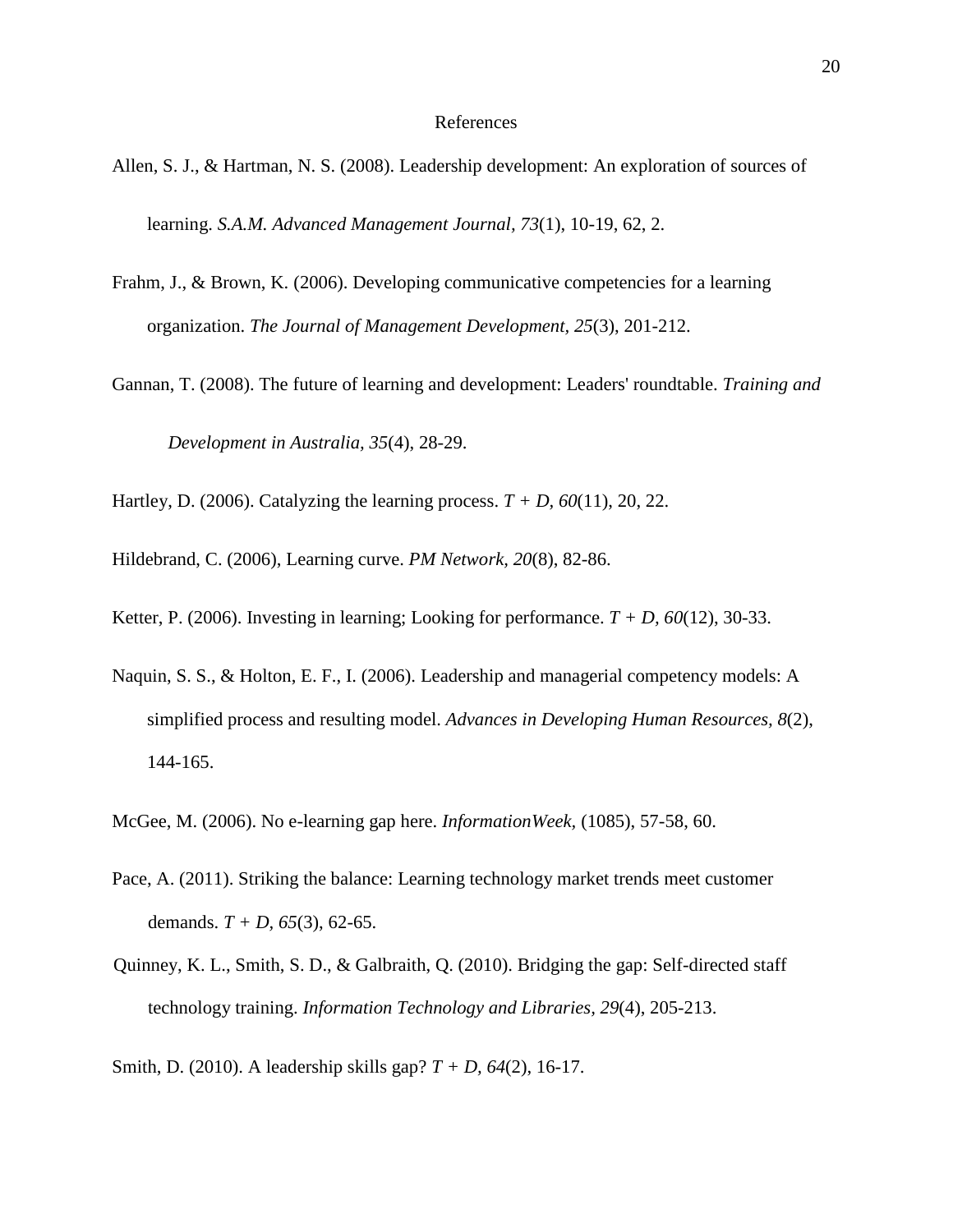# References

Allen, S. J., & Hartman, N. S. (2008). Leadership development: An exploration of sources of learning. *S.A.M. Advanced Management Journal, 73*(1), 10-19, 62, 2.

Frahm, J., & Brown, K. (2006). Developing communicative competencies for a learning organization. *The Journal of Management Development, 25*(3), 201-212.

Gannan, T. (2008). The future of learning and development: Leaders' roundtable. *Training and Development in Australia, 35*(4), 28-29.

Hartley, D. (2006). Catalyzing the learning process. *T + D, 60*(11), 20, 22.

Hildebrand, C. (2006), Learning curve. *PM Network, 20*(8), 82-86.

Ketter, P. (2006). Investing in learning; Looking for performance. *T + D, 60*(12), 30-33.

Naquin, S. S., & Holton, E. F., I. (2006). Leadership and managerial competency models: A simplified process and resulting model. *Advances in Developing Human Resources, 8*(2), 144-165.

McGee, M. (2006). No e-learning gap here. *InformationWeek*, (1085), 57-58, 60.

Pace, A. (2011). Striking the balance: Learning technology market trends meet customer demands. *T + D, 65*(3), 62-65.

Quinney, K. L., Smith, S. D., & Galbraith, Q. (2010). Bridging the gap: Self-directed staff technology training. *Information Technology and Libraries, 29*(4), 205-213.

Smith, D. (2010). A leadership skills gap? *T + D, 64*(2), 16-17.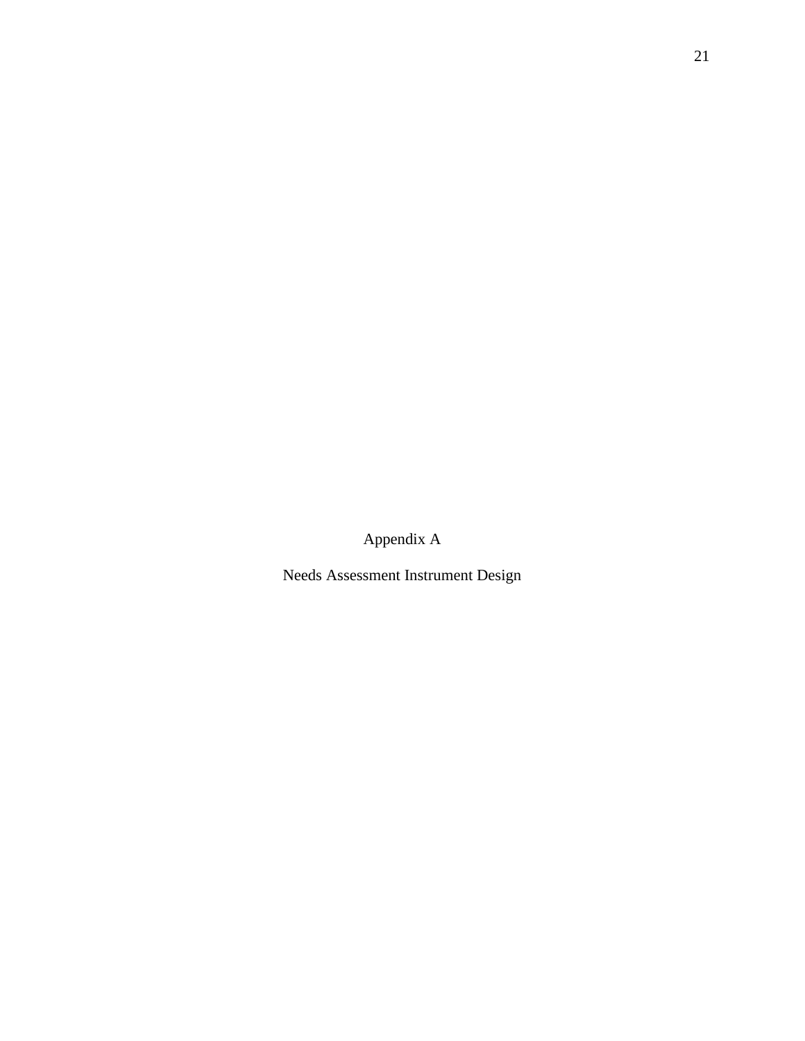# Appendix A

## Needs Assessment Instrument Design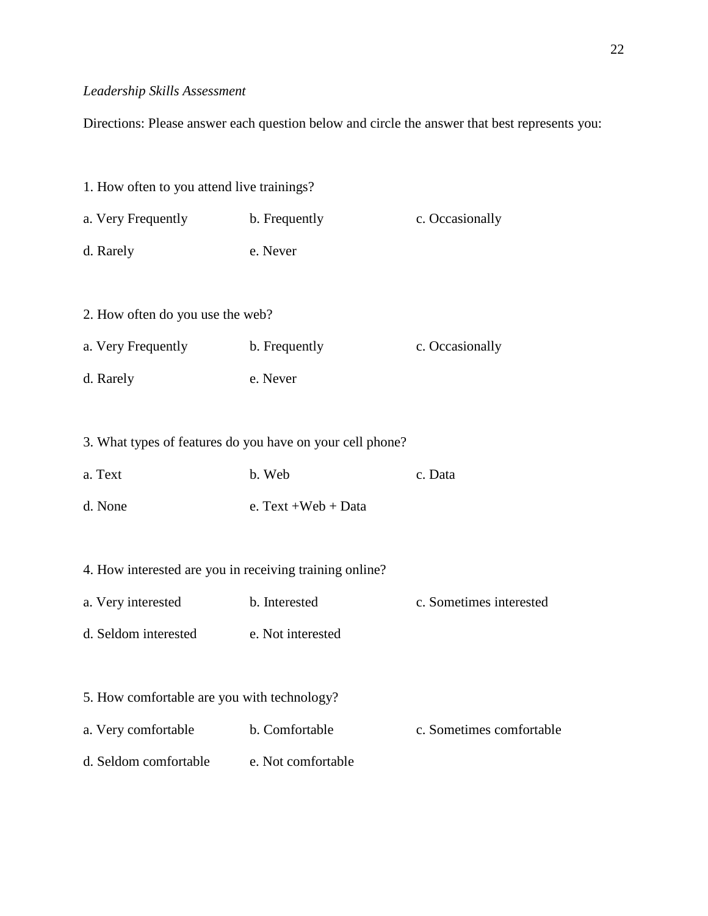*Leadership Skills Assessment*

Directions: Please answer each question below and circle the answer that best represents you:

1. How often to you attend live trainings?

a. Very Frequently b. Frequently c. Occasionally

d. Rarely e. Never

2. How often do you use the web?

a. Very Frequently b. Frequently c. Occasionally

d. Rarely e. Never

3. What types of features do you have on your cell phone?

a. Text b. Web c. Data

d. None e. Text +Web + Data

4. How interested are you in receiving training online?

a. Very interested b. Interested c. Sometimes interested

d. Seldom interested e. Not interested

5. How comfortable are you with technology?

a. Very comfortable b. Comfortable c. Sometimes comfortable

d. Seldom comfortable e. Not comfortable